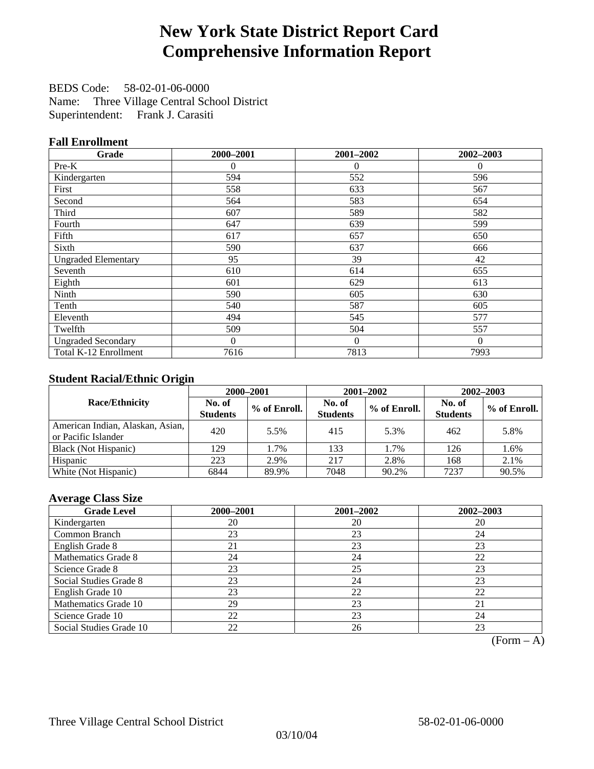# New York State District Report Card Comprehensive Information Report

BEDS Code: 58-02-01-06-0000
Name: Three Village Central School District
Superintendent: Frank J. Carasiti

### Fall Enrollment

| Grade | 2000–2001 | 2001–2002 | 2002–2003 |
|---|---|---|---|
| Pre-K | 0 | 0 | 0 |
| Kindergarten | 594 | 552 | 596 |
| First | 558 | 633 | 567 |
| Second | 564 | 583 | 654 |
| Third | 607 | 589 | 582 |
| Fourth | 647 | 639 | 599 |
| Fifth | 617 | 657 | 650 |
| Sixth | 590 | 637 | 666 |
| Ungraded Elementary | 95 | 39 | 42 |
| Seventh | 610 | 614 | 655 |
| Eighth | 601 | 629 | 613 |
| Ninth | 590 | 605 | 630 |
| Tenth | 540 | 587 | 605 |
| Eleventh | 494 | 545 | 577 |
| Twelfth | 509 | 504 | 557 |
| Ungraded Secondary | 0 | 0 | 0 |
| Total K-12 Enrollment | 7616 | 7813 | 7993 |

### Student Racial/Ethnic Origin

| Race/Ethnicity | 2000–2001 | | 2001–2002 | | 2002–2003 | |
|---|---|---|---|---|---|---|
| | No. of Students | % of Enroll. | No. of Students | % of Enroll. | No. of Students | % of Enroll. |
| American Indian, Alaskan, Asian, or Pacific Islander | 420 | 5.5% | 415 | 5.3% | 462 | 5.8% |
| Black (Not Hispanic) | 129 | 1.7% | 133 | 1.7% | 126 | 1.6% |
| Hispanic | 223 | 2.9% | 217 | 2.8% | 168 | 2.1% |
| White (Not Hispanic) | 6844 | 89.9% | 7048 | 90.2% | 7237 | 90.5% |

### Average Class Size

| Grade Level | 2000–2001 | 2001–2002 | 2002–2003 |
|---|---|---|---|
| Kindergarten | 20 | 20 | 20 |
| Common Branch | 23 | 23 | 24 |
| English Grade 8 | 21 | 23 | 23 |
| Mathematics Grade 8 | 24 | 24 | 22 |
| Science Grade 8 | 23 | 25 | 23 |
| Social Studies Grade 8 | 23 | 24 | 23 |
| English Grade 10 | 23 | 22 | 22 |
| Mathematics Grade 10 | 29 | 23 | 21 |
| Science Grade 10 | 22 | 23 | 24 |
| Social Studies Grade 10 | 22 | 26 | 23 |

(Form – A)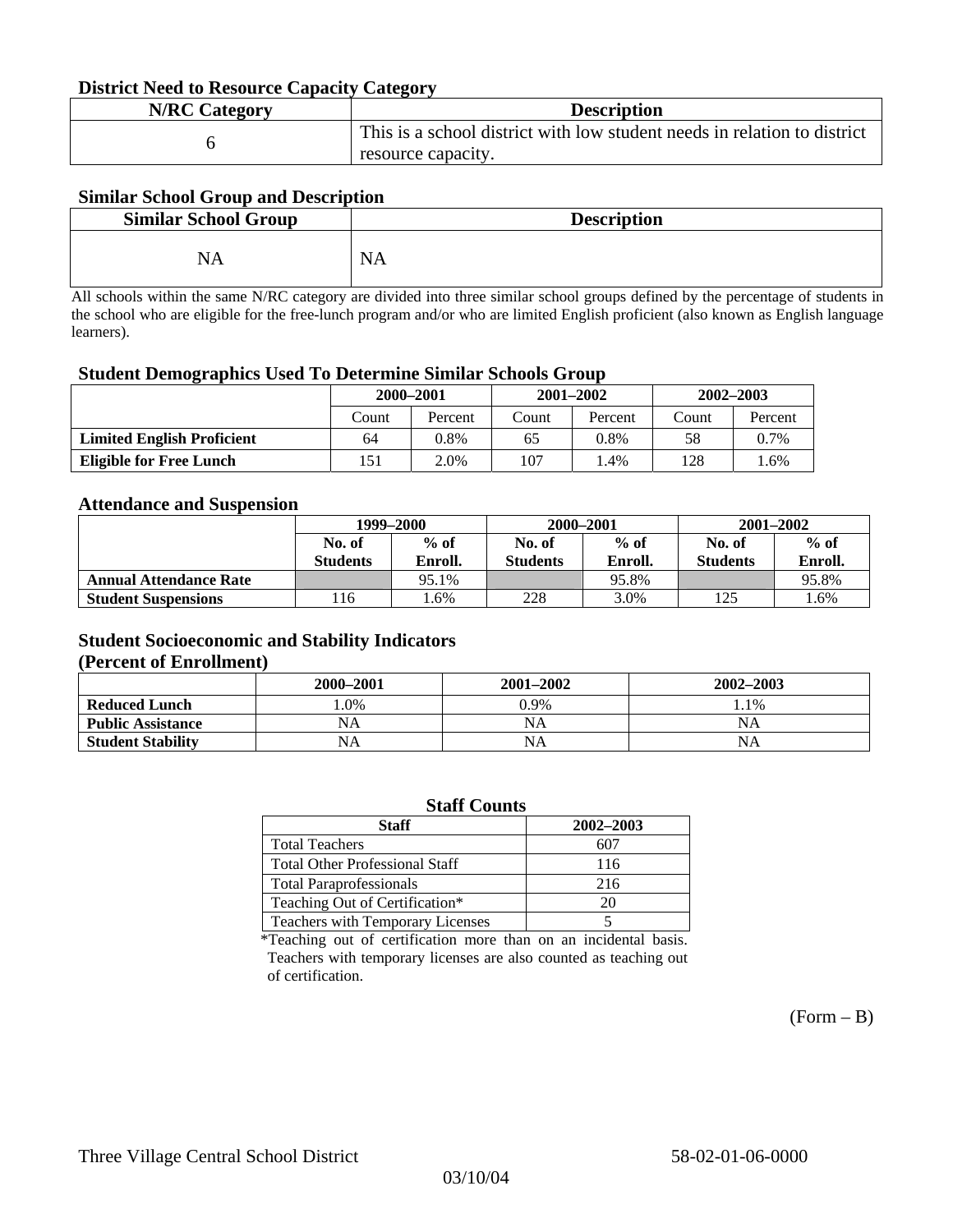### District Need to Resource Capacity Category

| N/RC Category | Description |
|---|---|
| 6 | This is a school district with low student needs in relation to district resource capacity. |

### Similar School Group and Description

| Similar School Group | Description |
|---|---|
| NA | NA |

All schools within the same N/RC category are divided into three similar school groups defined by the percentage of students in the school who are eligible for the free-lunch program and/or who are limited English proficient (also known as English language learners).

### Student Demographics Used To Determine Similar Schools Group

| | 2000–2001 | | 2001–2002 | | 2002–2003 | |
|---|---|---|---|---|---|---|
| | Count | Percent | Count | Percent | Count | Percent |
| **Limited English Proficient** | 64 | 0.8% | 65 | 0.8% | 58 | 0.7% |
| **Eligible for Free Lunch** | 151 | 2.0% | 107 | 1.4% | 128 | 1.6% |

### Attendance and Suspension

| | 1999–2000 | | 2000–2001 | | 2001–2002 | |
|---|---|---|---|---|---|---|
| | **No. of Students** | **% of Enroll.** | **No. of Students** | **% of Enroll.** | **No. of Students** | **% of Enroll.** |
| **Annual Attendance Rate** | | 95.1% | | 95.8% | | 95.8% |
| **Student Suspensions** | 116 | 1.6% | 228 | 3.0% | 125 | 1.6% |

### Student Socioeconomic and Stability Indicators (Percent of Enrollment)

| | 2000–2001 | 2001–2002 | 2002–2003 |
|---|---|---|---|
| **Reduced Lunch** | 1.0% | 0.9% | 1.1% |
| **Public Assistance** | NA | NA | NA |
| **Student Stability** | NA | NA | NA |

### Staff Counts

| Staff | 2002–2003 |
|---|---|
| Total Teachers | 607 |
| Total Other Professional Staff | 116 |
| Total Paraprofessionals | 216 |
| Teaching Out of Certification* | 20 |
| Teachers with Temporary Licenses | 5 |

*Teaching out of certification more than on an incidental basis. Teachers with temporary licenses are also counted as teaching out of certification.

(Form – B)

Three Village Central School District 58-02-01-06-0000

03/10/04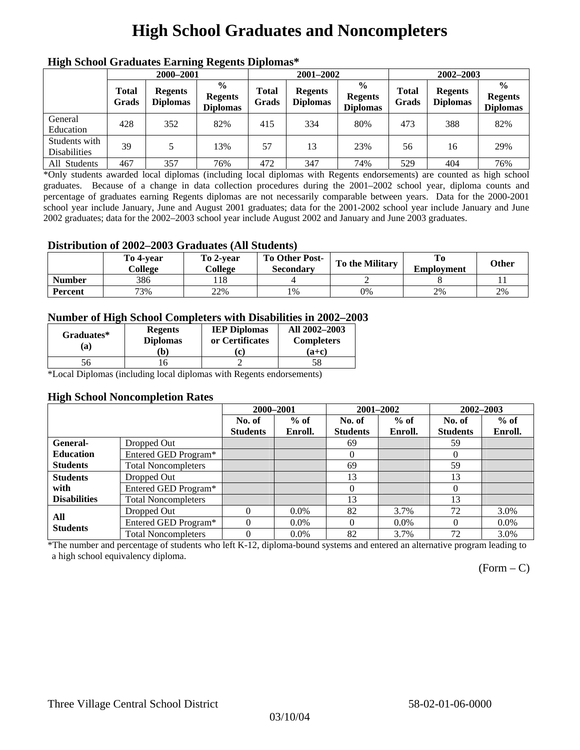# High School Graduates and Noncompleters

### High School Graduates Earning Regents Diplomas*

| | 2000–2001 | | | 2001–2002 | | | 2002–2003 | | |
|---|---|---|---|---|---|---|---|---|---|
| | Total Grads | Regents Diplomas | % Regents Diplomas | Total Grads | Regents Diplomas | % Regents Diplomas | Total Grads | Regents Diplomas | % Regents Diplomas |
| General Education | 428 | 352 | 82% | 415 | 334 | 80% | 473 | 388 | 82% |
| Students with Disabilities | 39 | 5 | 13% | 57 | 13 | 23% | 56 | 16 | 29% |
| All Students | 467 | 357 | 76% | 472 | 347 | 74% | 529 | 404 | 76% |

*Only students awarded local diplomas (including local diplomas with Regents endorsements) are counted as high school graduates. Because of a change in data collection procedures during the 2001–2002 school year, diploma counts and percentage of graduates earning Regents diplomas are not necessarily comparable between years. Data for the 2000-2001 school year include January, June and August 2001 graduates; data for the 2001-2002 school year include January and June 2002 graduates; data for the 2002–2003 school year include August 2002 and January and June 2003 graduates.

### Distribution of 2002–2003 Graduates (All Students)

| | To 4-year College | To 2-year College | To Other Post-Secondary | To the Military | To Employment | Other |
|---|---|---|---|---|---|---|
| **Number** | 386 | 118 | 4 | 2 | 8 | 11 |
| **Percent** | 73% | 22% | 1% | 0% | 2% | 2% |

### Number of High School Completers with Disabilities in 2002–2003

| Graduates* (a) | Regents Diplomas (b) | IEP Diplomas or Certificates (c) | All 2002–2003 Completers (a+c) |
|---|---|---|---|
| 56 | 16 | 2 | 58 |

*Local Diplomas (including local diplomas with Regents endorsements)

### High School Noncompletion Rates

| | | 2000–2001 | | 2001–2002 | | 2002–2003 | |
|---|---|---|---|---|---|---|---|
| | | No. of Students | % of Enroll. | No. of Students | % of Enroll. | No. of Students | % of Enroll. |
| **General-Education Students** | Dropped Out | | | 69 | | 59 | |
| | Entered GED Program* | | | 0 | | 0 | |
| | Total Noncompleters | | | 69 | | 59 | |
| **Students with Disabilities** | Dropped Out | | | 13 | | 13 | |
| | Entered GED Program* | | | 0 | | 0 | |
| | Total Noncompleters | | | 13 | | 13 | |
| **All Students** | Dropped Out | 0 | 0.0% | 82 | 3.7% | 72 | 3.0% |
| | Entered GED Program* | 0 | 0.0% | 0 | 0.0% | 0 | 0.0% |
| | Total Noncompleters | 0 | 0.0% | 82 | 3.7% | 72 | 3.0% |

*The number and percentage of students who left K-12, diploma-bound systems and entered an alternative program leading to a high school equivalency diploma.

(Form – C)

Three Village Central School District 58-02-01-06-0000

03/10/04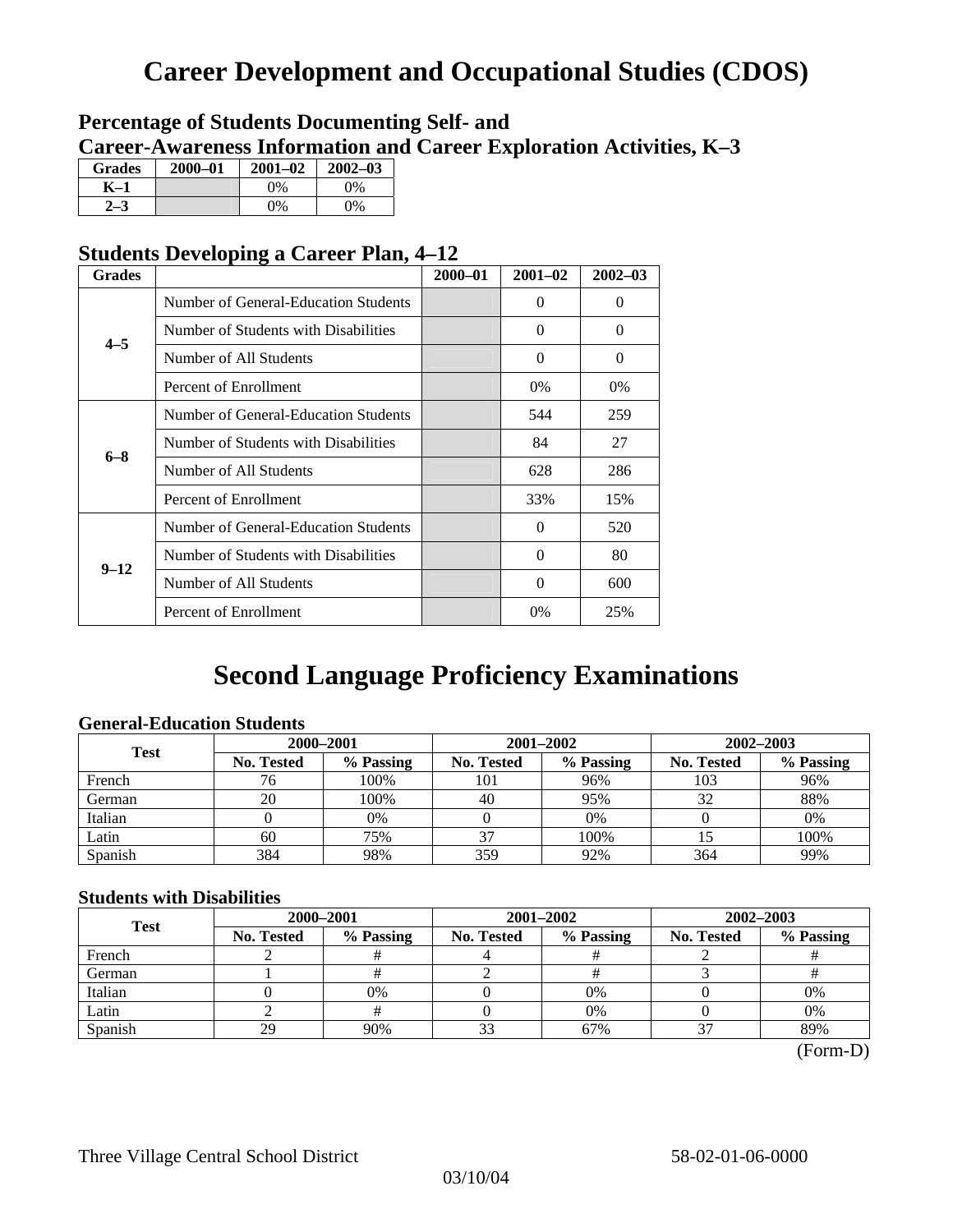# Career Development and Occupational Studies (CDOS)

### Percentage of Students Documenting Self- and Career-Awareness Information and Career Exploration Activities, K–3

| Grades | 2000–01 | 2001–02 | 2002–03 |
|---|---|---|---|
| K–1 | | 0% | 0% |
| 2–3 | | 0% | 0% |

### Students Developing a Career Plan, 4–12

| Grades | | 2000–01 | 2001–02 | 2002–03 |
|---|---|---|---|---|
| 4–5 | Number of General-Education Students | | 0 | 0 |
| | Number of Students with Disabilities | | 0 | 0 |
| | Number of All Students | | 0 | 0 |
| | Percent of Enrollment | | 0% | 0% |
| 6–8 | Number of General-Education Students | | 544 | 259 |
| | Number of Students with Disabilities | | 84 | 27 |
| | Number of All Students | | 628 | 286 |
| | Percent of Enrollment | | 33% | 15% |
| 9–12 | Number of General-Education Students | | 0 | 520 |
| | Number of Students with Disabilities | | 0 | 80 |
| | Number of All Students | | 0 | 600 |
| | Percent of Enrollment | | 0% | 25% |

# Second Language Proficiency Examinations

### General-Education Students

| Test | 2000–2001 | | 2001–2002 | | 2002–2003 | |
|---|---|---|---|---|---|---|
| | No. Tested | % Passing | No. Tested | % Passing | No. Tested | % Passing |
| French | 76 | 100% | 101 | 96% | 103 | 96% |
| German | 20 | 100% | 40 | 95% | 32 | 88% |
| Italian | 0 | 0% | 0 | 0% | 0 | 0% |
| Latin | 60 | 75% | 37 | 100% | 15 | 100% |
| Spanish | 384 | 98% | 359 | 92% | 364 | 99% |

### Students with Disabilities

| Test | 2000–2001 | | 2001–2002 | | 2002–2003 | |
|---|---|---|---|---|---|---|
| | No. Tested | % Passing | No. Tested | % Passing | No. Tested | % Passing |
| French | 2 | # | 4 | # | 2 | # |
| German | 1 | # | 2 | # | 3 | # |
| Italian | 0 | 0% | 0 | 0% | 0 | 0% |
| Latin | 2 | # | 0 | 0% | 0 | 0% |
| Spanish | 29 | 90% | 33 | 67% | 37 | 89% |

(Form-D)

Three Village Central School District 58-02-01-06-0000

03/10/04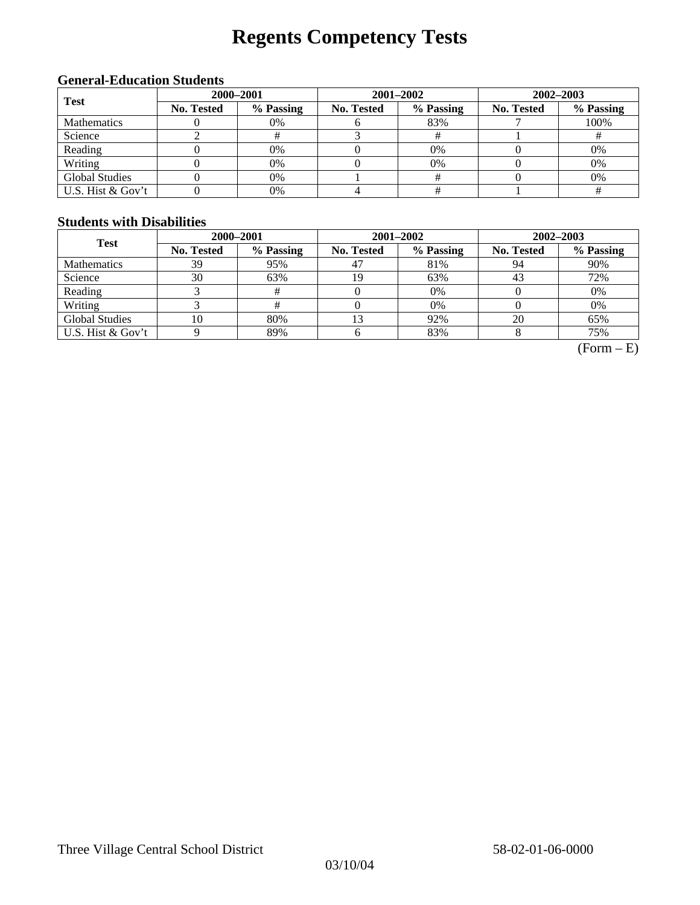# Regents Competency Tests

### General-Education Students

| Test | 2000–2001 | | 2001–2002 | | 2002–2003 | |
|---|---|---|---|---|---|---|
| | No. Tested | % Passing | No. Tested | % Passing | No. Tested | % Passing |
| Mathematics | 0 | 0% | 6 | 83% | 7 | 100% |
| Science | 2 | # | 3 | # | 1 | # |
| Reading | 0 | 0% | 0 | 0% | 0 | 0% |
| Writing | 0 | 0% | 0 | 0% | 0 | 0% |
| Global Studies | 0 | 0% | 1 | # | 0 | 0% |
| U.S. Hist & Gov't | 0 | 0% | 4 | # | 1 | # |

### Students with Disabilities

| Test | 2000–2001 | | 2001–2002 | | 2002–2003 | |
|---|---|---|---|---|---|---|
| | No. Tested | % Passing | No. Tested | % Passing | No. Tested | % Passing |
| Mathematics | 39 | 95% | 47 | 81% | 94 | 90% |
| Science | 30 | 63% | 19 | 63% | 43 | 72% |
| Reading | 3 | # | 0 | 0% | 0 | 0% |
| Writing | 3 | # | 0 | 0% | 0 | 0% |
| Global Studies | 10 | 80% | 13 | 92% | 20 | 65% |
| U.S. Hist & Gov't | 9 | 89% | 6 | 83% | 8 | 75% |

(Form – E)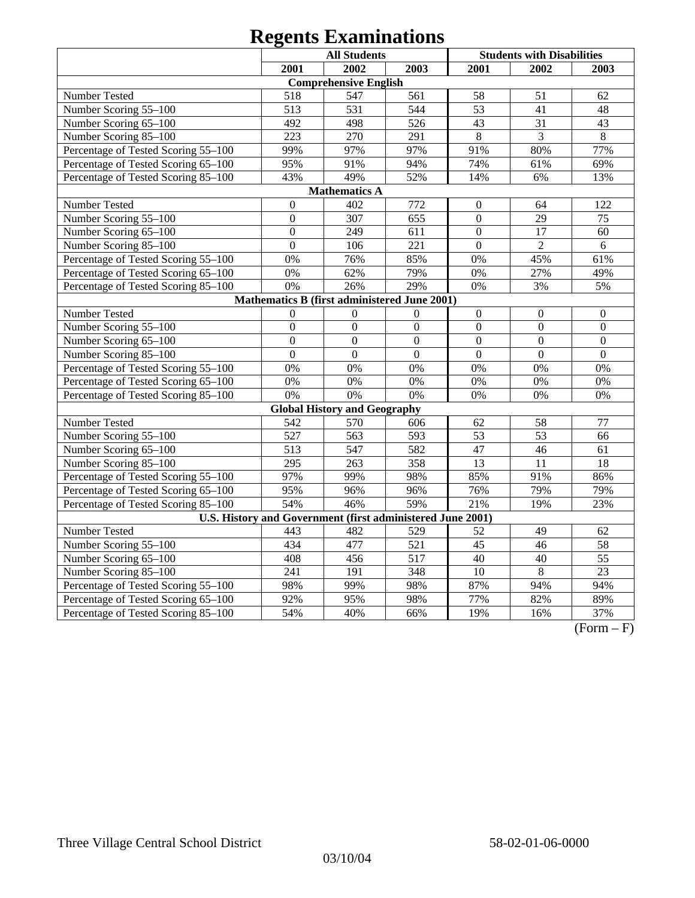# Regents Examinations

| | All Students | | | Students with Disabilities | | |
|---|---|---|---|---|---|---|
| | 2001 | 2002 | 2003 | 2001 | 2002 | 2003 |
| **Comprehensive English** | | | | | | |
| Number Tested | 518 | 547 | 561 | 58 | 51 | 62 |
| Number Scoring 55–100 | 513 | 531 | 544 | 53 | 41 | 48 |
| Number Scoring 65–100 | 492 | 498 | 526 | 43 | 31 | 43 |
| Number Scoring 85–100 | 223 | 270 | 291 | 8 | 3 | 8 |
| Percentage of Tested Scoring 55–100 | 99% | 97% | 97% | 91% | 80% | 77% |
| Percentage of Tested Scoring 65–100 | 95% | 91% | 94% | 74% | 61% | 69% |
| Percentage of Tested Scoring 85–100 | 43% | 49% | 52% | 14% | 6% | 13% |
| **Mathematics A** | | | | | | |
| Number Tested | 0 | 402 | 772 | 0 | 64 | 122 |
| Number Scoring 55–100 | 0 | 307 | 655 | 0 | 29 | 75 |
| Number Scoring 65–100 | 0 | 249 | 611 | 0 | 17 | 60 |
| Number Scoring 85–100 | 0 | 106 | 221 | 0 | 2 | 6 |
| Percentage of Tested Scoring 55–100 | 0% | 76% | 85% | 0% | 45% | 61% |
| Percentage of Tested Scoring 65–100 | 0% | 62% | 79% | 0% | 27% | 49% |
| Percentage of Tested Scoring 85–100 | 0% | 26% | 29% | 0% | 3% | 5% |
| **Mathematics B (first administered June 2001)** | | | | | | |
| Number Tested | 0 | 0 | 0 | 0 | 0 | 0 |
| Number Scoring 55–100 | 0 | 0 | 0 | 0 | 0 | 0 |
| Number Scoring 65–100 | 0 | 0 | 0 | 0 | 0 | 0 |
| Number Scoring 85–100 | 0 | 0 | 0 | 0 | 0 | 0 |
| Percentage of Tested Scoring 55–100 | 0% | 0% | 0% | 0% | 0% | 0% |
| Percentage of Tested Scoring 65–100 | 0% | 0% | 0% | 0% | 0% | 0% |
| Percentage of Tested Scoring 85–100 | 0% | 0% | 0% | 0% | 0% | 0% |
| **Global History and Geography** | | | | | | |
| Number Tested | 542 | 570 | 606 | 62 | 58 | 77 |
| Number Scoring 55–100 | 527 | 563 | 593 | 53 | 53 | 66 |
| Number Scoring 65–100 | 513 | 547 | 582 | 47 | 46 | 61 |
| Number Scoring 85–100 | 295 | 263 | 358 | 13 | 11 | 18 |
| Percentage of Tested Scoring 55–100 | 97% | 99% | 98% | 85% | 91% | 86% |
| Percentage of Tested Scoring 65–100 | 95% | 96% | 96% | 76% | 79% | 79% |
| Percentage of Tested Scoring 85–100 | 54% | 46% | 59% | 21% | 19% | 23% |
| **U.S. History and Government (first administered June 2001)** | | | | | | |
| Number Tested | 443 | 482 | 529 | 52 | 49 | 62 |
| Number Scoring 55–100 | 434 | 477 | 521 | 45 | 46 | 58 |
| Number Scoring 65–100 | 408 | 456 | 517 | 40 | 40 | 55 |
| Number Scoring 85–100 | 241 | 191 | 348 | 10 | 8 | 23 |
| Percentage of Tested Scoring 55–100 | 98% | 99% | 98% | 87% | 94% | 94% |
| Percentage of Tested Scoring 65–100 | 92% | 95% | 98% | 77% | 82% | 89% |
| Percentage of Tested Scoring 85–100 | 54% | 40% | 66% | 19% | 16% | 37% |

(Form – F)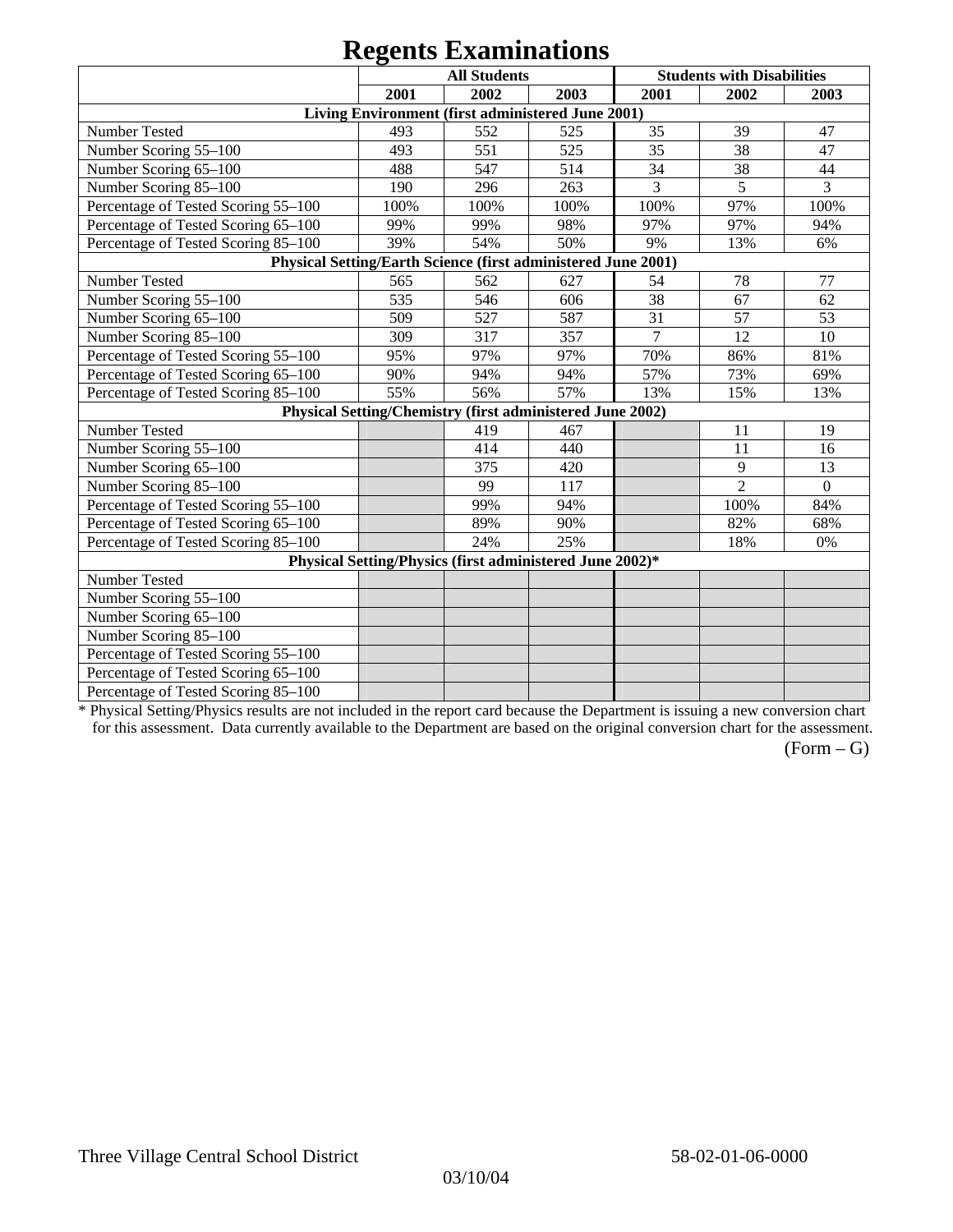# Regents Examinations

| | All Students | | | Students with Disabilities | | |
|---|---|---|---|---|---|---|
| | 2001 | 2002 | 2003 | 2001 | 2002 | 2003 |
| **Living Environment (first administered June 2001)** | | | | | | |
| Number Tested | 493 | 552 | 525 | 35 | 39 | 47 |
| Number Scoring 55–100 | 493 | 551 | 525 | 35 | 38 | 47 |
| Number Scoring 65–100 | 488 | 547 | 514 | 34 | 38 | 44 |
| Number Scoring 85–100 | 190 | 296 | 263 | 3 | 5 | 3 |
| Percentage of Tested Scoring 55–100 | 100% | 100% | 100% | 100% | 97% | 100% |
| Percentage of Tested Scoring 65–100 | 99% | 99% | 98% | 97% | 97% | 94% |
| Percentage of Tested Scoring 85–100 | 39% | 54% | 50% | 9% | 13% | 6% |
| **Physical Setting/Earth Science (first administered June 2001)** | | | | | | |
| Number Tested | 565 | 562 | 627 | 54 | 78 | 77 |
| Number Scoring 55–100 | 535 | 546 | 606 | 38 | 67 | 62 |
| Number Scoring 65–100 | 509 | 527 | 587 | 31 | 57 | 53 |
| Number Scoring 85–100 | 309 | 317 | 357 | 7 | 12 | 10 |
| Percentage of Tested Scoring 55–100 | 95% | 97% | 97% | 70% | 86% | 81% |
| Percentage of Tested Scoring 65–100 | 90% | 94% | 94% | 57% | 73% | 69% |
| Percentage of Tested Scoring 85–100 | 55% | 56% | 57% | 13% | 15% | 13% |
| **Physical Setting/Chemistry (first administered June 2002)** | | | | | | |
| Number Tested | | 419 | 467 | | 11 | 19 |
| Number Scoring 55–100 | | 414 | 440 | | 11 | 16 |
| Number Scoring 65–100 | | 375 | 420 | | 9 | 13 |
| Number Scoring 85–100 | | 99 | 117 | | 2 | 0 |
| Percentage of Tested Scoring 55–100 | | 99% | 94% | | 100% | 84% |
| Percentage of Tested Scoring 65–100 | | 89% | 90% | | 82% | 68% |
| Percentage of Tested Scoring 85–100 | | 24% | 25% | | 18% | 0% |
| **Physical Setting/Physics (first administered June 2002)*** | | | | | | |
| Number Tested | | | | | | |
| Number Scoring 55–100 | | | | | | |
| Number Scoring 65–100 | | | | | | |
| Number Scoring 85–100 | | | | | | |
| Percentage of Tested Scoring 55–100 | | | | | | |
| Percentage of Tested Scoring 65–100 | | | | | | |
| Percentage of Tested Scoring 85–100 | | | | | | |

* Physical Setting/Physics results are not included in the report card because the Department is issuing a new conversion chart for this assessment. Data currently available to the Department are based on the original conversion chart for the assessment.

(Form – G)

Three Village Central School District 58-02-01-06-0000

03/10/04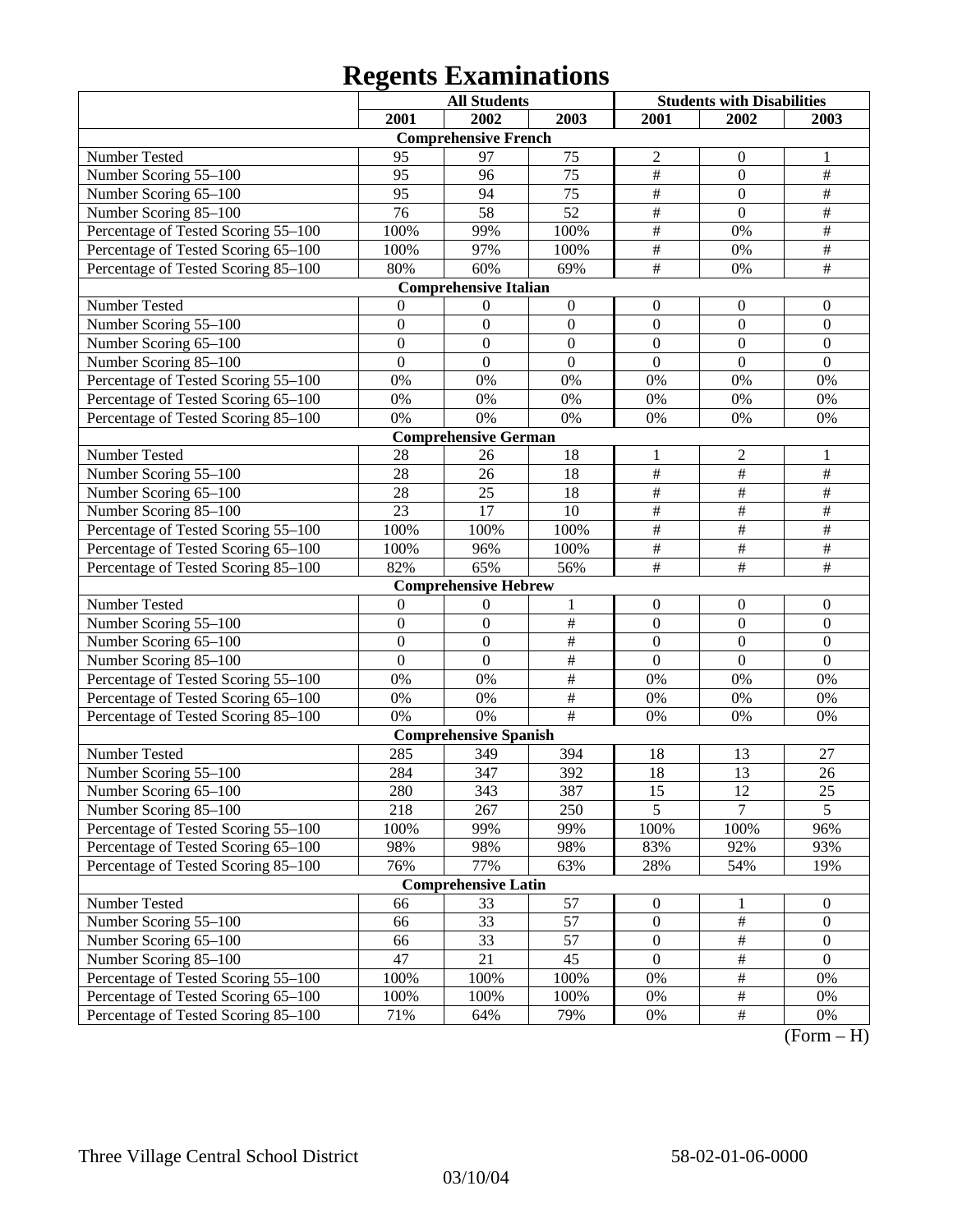# Regents Examinations

| | All Students | | | Students with Disabilities | | |
|---|---|---|---|---|---|---|
| | 2001 | 2002 | 2003 | 2001 | 2002 | 2003 |
| **Comprehensive French** | | | | | | |
| Number Tested | 95 | 97 | 75 | 2 | 0 | 1 |
| Number Scoring 55–100 | 95 | 96 | 75 | # | 0 | # |
| Number Scoring 65–100 | 95 | 94 | 75 | # | 0 | # |
| Number Scoring 85–100 | 76 | 58 | 52 | # | 0 | # |
| Percentage of Tested Scoring 55–100 | 100% | 99% | 100% | # | 0% | # |
| Percentage of Tested Scoring 65–100 | 100% | 97% | 100% | # | 0% | # |
| Percentage of Tested Scoring 85–100 | 80% | 60% | 69% | # | 0% | # |
| **Comprehensive Italian** | | | | | | |
| Number Tested | 0 | 0 | 0 | 0 | 0 | 0 |
| Number Scoring 55–100 | 0 | 0 | 0 | 0 | 0 | 0 |
| Number Scoring 65–100 | 0 | 0 | 0 | 0 | 0 | 0 |
| Number Scoring 85–100 | 0 | 0 | 0 | 0 | 0 | 0 |
| Percentage of Tested Scoring 55–100 | 0% | 0% | 0% | 0% | 0% | 0% |
| Percentage of Tested Scoring 65–100 | 0% | 0% | 0% | 0% | 0% | 0% |
| Percentage of Tested Scoring 85–100 | 0% | 0% | 0% | 0% | 0% | 0% |
| **Comprehensive German** | | | | | | |
| Number Tested | 28 | 26 | 18 | 1 | 2 | 1 |
| Number Scoring 55–100 | 28 | 26 | 18 | # | # | # |
| Number Scoring 65–100 | 28 | 25 | 18 | # | # | # |
| Number Scoring 85–100 | 23 | 17 | 10 | # | # | # |
| Percentage of Tested Scoring 55–100 | 100% | 100% | 100% | # | # | # |
| Percentage of Tested Scoring 65–100 | 100% | 96% | 100% | # | # | # |
| Percentage of Tested Scoring 85–100 | 82% | 65% | 56% | # | # | # |
| **Comprehensive Hebrew** | | | | | | |
| Number Tested | 0 | 0 | 1 | 0 | 0 | 0 |
| Number Scoring 55–100 | 0 | 0 | # | 0 | 0 | 0 |
| Number Scoring 65–100 | 0 | 0 | # | 0 | 0 | 0 |
| Number Scoring 85–100 | 0 | 0 | # | 0 | 0 | 0 |
| Percentage of Tested Scoring 55–100 | 0% | 0% | # | 0% | 0% | 0% |
| Percentage of Tested Scoring 65–100 | 0% | 0% | # | 0% | 0% | 0% |
| Percentage of Tested Scoring 85–100 | 0% | 0% | # | 0% | 0% | 0% |
| **Comprehensive Spanish** | | | | | | |
| Number Tested | 285 | 349 | 394 | 18 | 13 | 27 |
| Number Scoring 55–100 | 284 | 347 | 392 | 18 | 13 | 26 |
| Number Scoring 65–100 | 280 | 343 | 387 | 15 | 12 | 25 |
| Number Scoring 85–100 | 218 | 267 | 250 | 5 | 7 | 5 |
| Percentage of Tested Scoring 55–100 | 100% | 99% | 99% | 100% | 100% | 96% |
| Percentage of Tested Scoring 65–100 | 98% | 98% | 98% | 83% | 92% | 93% |
| Percentage of Tested Scoring 85–100 | 76% | 77% | 63% | 28% | 54% | 19% |
| **Comprehensive Latin** | | | | | | |
| Number Tested | 66 | 33 | 57 | 0 | 1 | 0 |
| Number Scoring 55–100 | 66 | 33 | 57 | 0 | # | 0 |
| Number Scoring 65–100 | 66 | 33 | 57 | 0 | # | 0 |
| Number Scoring 85–100 | 47 | 21 | 45 | 0 | # | 0 |
| Percentage of Tested Scoring 55–100 | 100% | 100% | 100% | 0% | # | 0% |
| Percentage of Tested Scoring 65–100 | 100% | 100% | 100% | 0% | # | 0% |
| Percentage of Tested Scoring 85–100 | 71% | 64% | 79% | 0% | # | 0% |

(Form – H)

Three Village Central School District 58-02-01-06-0000

03/10/04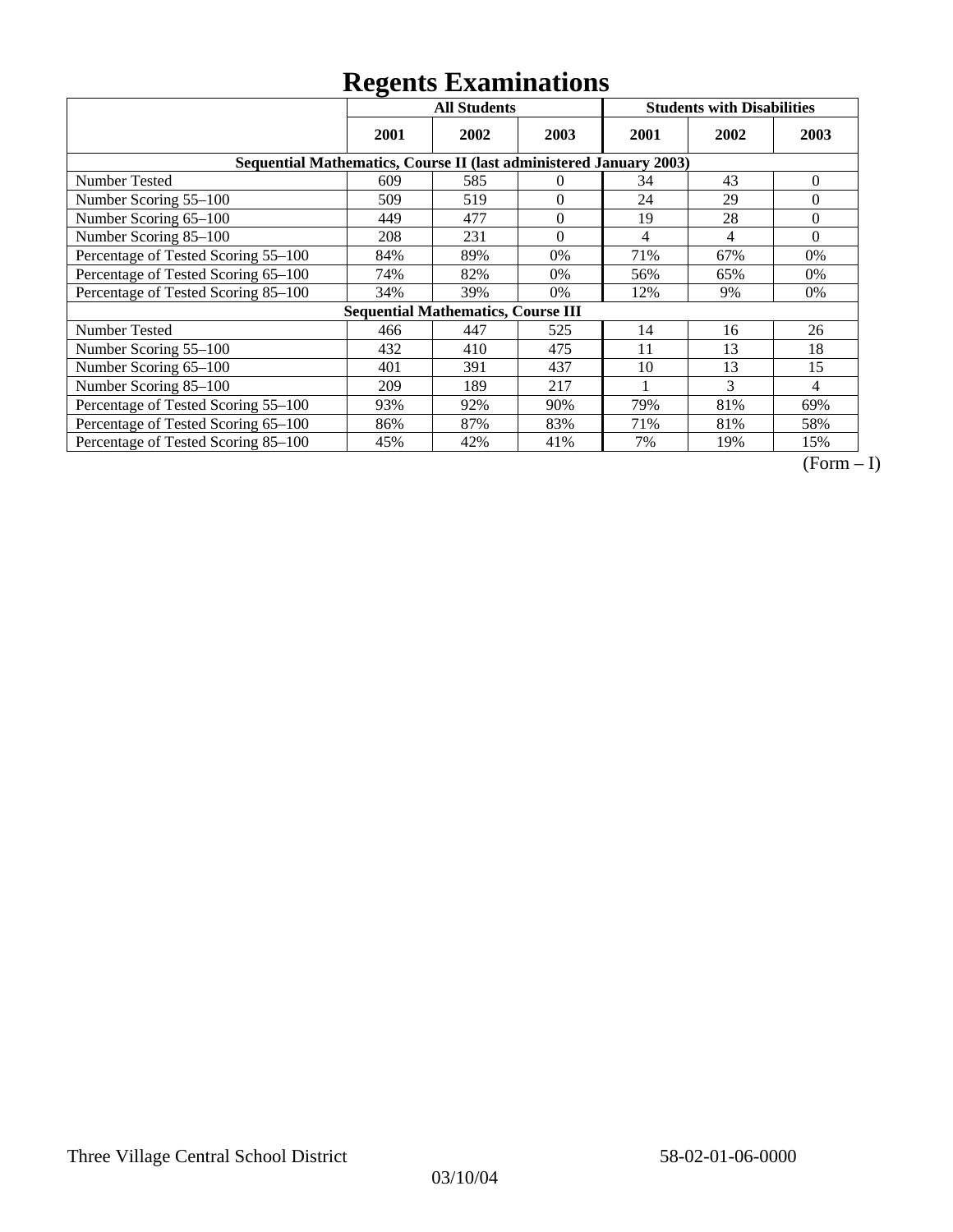# Regents Examinations

| | All Students | | | Students with Disabilities | | |
|---|---|---|---|---|---|---|
| | 2001 | 2002 | 2003 | 2001 | 2002 | 2003 |
| **Sequential Mathematics, Course II (last administered January 2003)** | | | | | | |
| Number Tested | 609 | 585 | 0 | 34 | 43 | 0 |
| Number Scoring 55–100 | 509 | 519 | 0 | 24 | 29 | 0 |
| Number Scoring 65–100 | 449 | 477 | 0 | 19 | 28 | 0 |
| Number Scoring 85–100 | 208 | 231 | 0 | 4 | 4 | 0 |
| Percentage of Tested Scoring 55–100 | 84% | 89% | 0% | 71% | 67% | 0% |
| Percentage of Tested Scoring 65–100 | 74% | 82% | 0% | 56% | 65% | 0% |
| Percentage of Tested Scoring 85–100 | 34% | 39% | 0% | 12% | 9% | 0% |
| **Sequential Mathematics, Course III** | | | | | | |
| Number Tested | 466 | 447 | 525 | 14 | 16 | 26 |
| Number Scoring 55–100 | 432 | 410 | 475 | 11 | 13 | 18 |
| Number Scoring 65–100 | 401 | 391 | 437 | 10 | 13 | 15 |
| Number Scoring 85–100 | 209 | 189 | 217 | 1 | 3 | 4 |
| Percentage of Tested Scoring 55–100 | 93% | 92% | 90% | 79% | 81% | 69% |
| Percentage of Tested Scoring 65–100 | 86% | 87% | 83% | 71% | 81% | 58% |
| Percentage of Tested Scoring 85–100 | 45% | 42% | 41% | 7% | 19% | 15% |

(Form – I)

Three Village Central School District 58-02-01-06-0000

03/10/04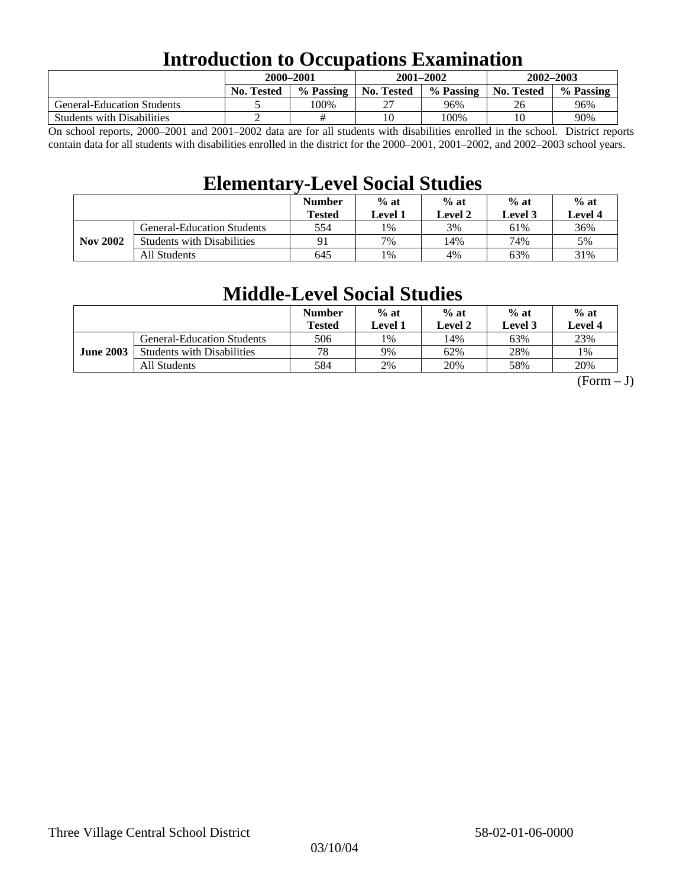# Introduction to Occupations Examination

| | 2000–2001 | | 2001–2002 | | 2002–2003 | |
|---|---|---|---|---|---|---|
| | No. Tested | % Passing | No. Tested | % Passing | No. Tested | % Passing |
| General-Education Students | 5 | 100% | 27 | 96% | 26 | 96% |
| Students with Disabilities | 2 | # | 10 | 100% | 10 | 90% |

On school reports, 2000–2001 and 2001–2002 data are for all students with disabilities enrolled in the school. District reports contain data for all students with disabilities enrolled in the district for the 2000–2001, 2001–2002, and 2002–2003 school years.

# Elementary-Level Social Studies

| | | Number Tested | % at Level 1 | % at Level 2 | % at Level 3 | % at Level 4 |
|---|---|---|---|---|---|---|
| **Nov 2002** | General-Education Students | 554 | 1% | 3% | 61% | 36% |
| | Students with Disabilities | 91 | 7% | 14% | 74% | 5% |
| | All Students | 645 | 1% | 4% | 63% | 31% |

# Middle-Level Social Studies

| | | Number Tested | % at Level 1 | % at Level 2 | % at Level 3 | % at Level 4 |
|---|---|---|---|---|---|---|
| **June 2003** | General-Education Students | 506 | 1% | 14% | 63% | 23% |
| | Students with Disabilities | 78 | 9% | 62% | 28% | 1% |
| | All Students | 584 | 2% | 20% | 58% | 20% |

(Form – J)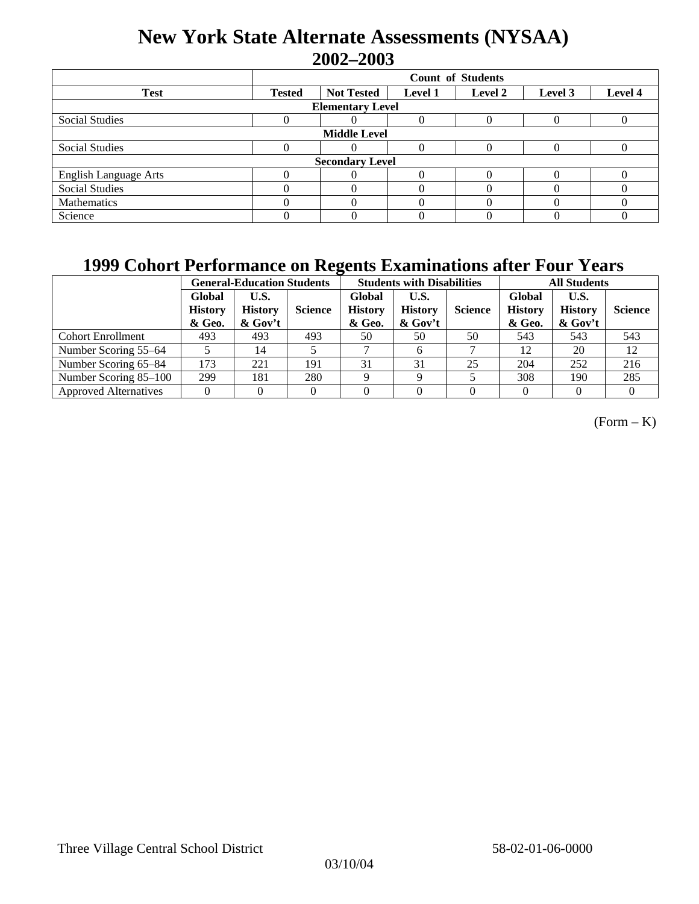# New York State Alternate Assessments (NYSAA)
## 2002–2003

| | Count of Students | | | | | |
|---|---|---|---|---|---|---|
| **Test** | **Tested** | **Not Tested** | **Level 1** | **Level 2** | **Level 3** | **Level 4** |
| **Elementary Level** | | | | | | |
| Social Studies | 0 | 0 | 0 | 0 | 0 | 0 |
| **Middle Level** | | | | | | |
| Social Studies | 0 | 0 | 0 | 0 | 0 | 0 |
| **Secondary Level** | | | | | | |
| English Language Arts | 0 | 0 | 0 | 0 | 0 | 0 |
| Social Studies | 0 | 0 | 0 | 0 | 0 | 0 |
| Mathematics | 0 | 0 | 0 | 0 | 0 | 0 |
| Science | 0 | 0 | 0 | 0 | 0 | 0 |

## 1999 Cohort Performance on Regents Examinations after Four Years

| | General-Education Students | | | Students with Disabilities | | | All Students | | |
|---|---|---|---|---|---|---|---|---|---|
| | **Global History & Geo.** | **U.S. History & Gov't** | **Science** | **Global History & Geo.** | **U.S. History & Gov't** | **Science** | **Global History & Geo.** | **U.S. History & Gov't** | **Science** |
| Cohort Enrollment | 493 | 493 | 493 | 50 | 50 | 50 | 543 | 543 | 543 |
| Number Scoring 55–64 | 5 | 14 | 5 | 7 | 6 | 7 | 12 | 20 | 12 |
| Number Scoring 65–84 | 173 | 221 | 191 | 31 | 31 | 25 | 204 | 252 | 216 |
| Number Scoring 85–100 | 299 | 181 | 280 | 9 | 9 | 5 | 308 | 190 | 285 |
| Approved Alternatives | 0 | 0 | 0 | 0 | 0 | 0 | 0 | 0 | 0 |

(Form – K)

Three Village Central School District 58-02-01-06-0000

03/10/04